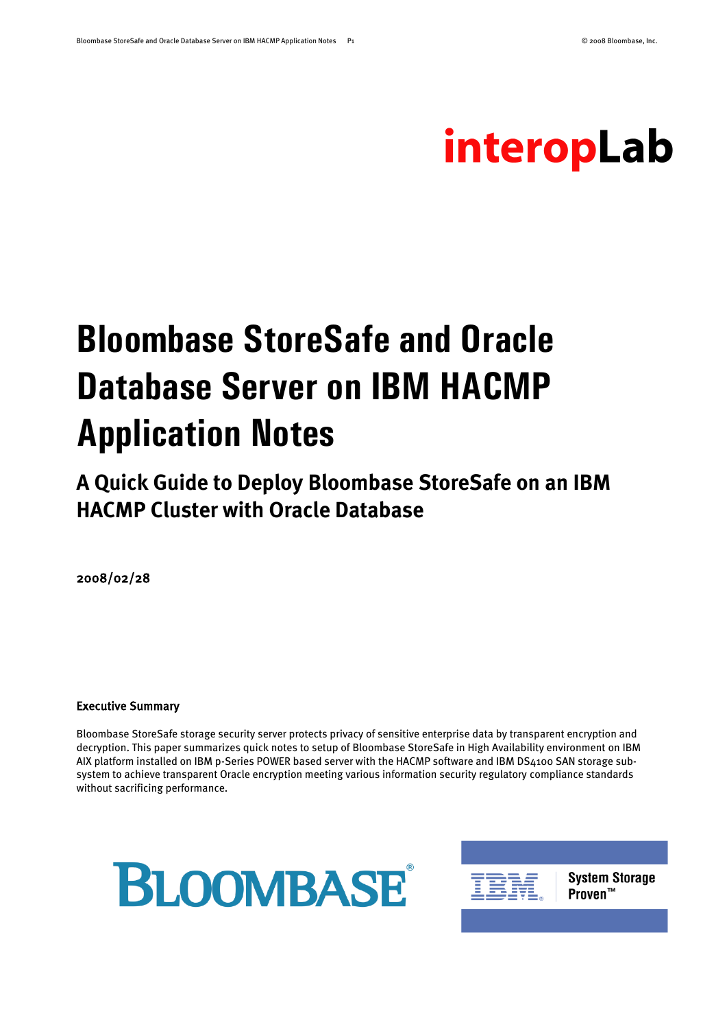interopLab

# Bloombase StoreSafe and Oracle Database Server on IBM HACMP Application Notes

## A Quick Guide to Deploy Bloombase StoreSafe on an IBM HACMP Cluster with Oracle Database

2008/02/28

**Executive Summary**

Bloombase StoreSafe storage security server protects privacy of sensitive enterprise data by transparent encryption and decryption. This paper summarizes quick notes to setup of Bloombase StoreSafe in High Availability environment on IBM AIX platform installed on IBM p-Series POWER based server with the HACMP software and IBM DS4100 SAN storage sub-system to achieve transparent Oracle encryption meeting various information security regulatory compliance standards without sacrificing performance.

BLOOMBASE®

IBM System Storage Proven™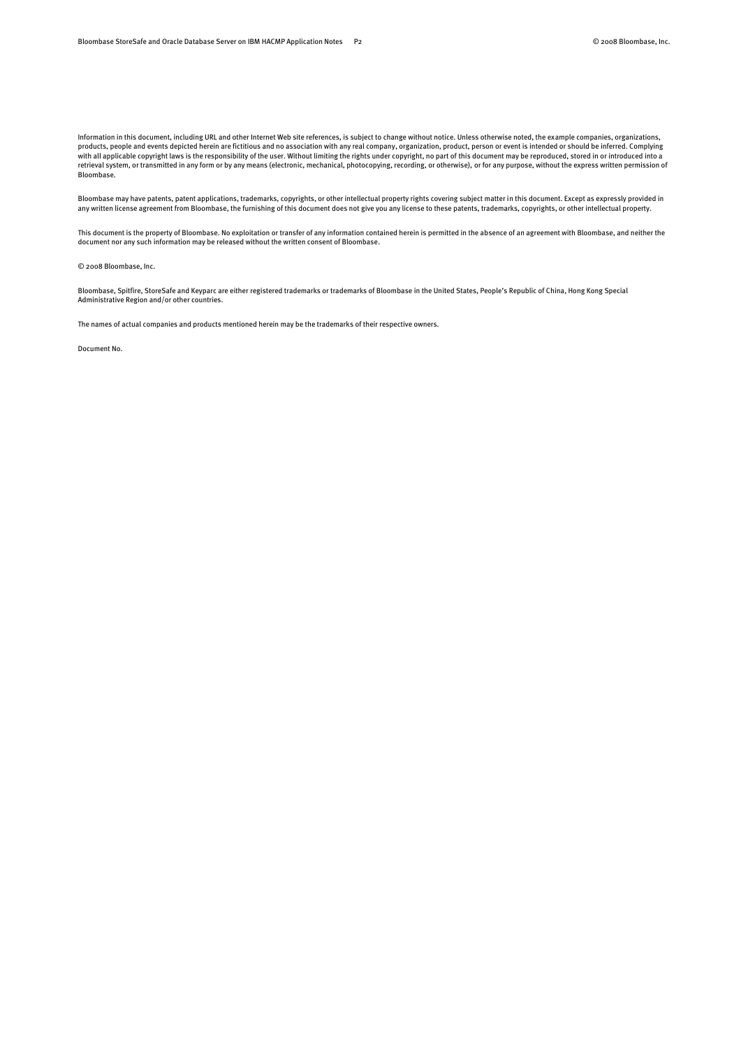Information in this document, including URL and other Internet Web site references, is subject to change without notice. Unless otherwise noted, the example companies, organizations, products, people and events depicted herein are fictitious and no association with any real company, organization, product, person or event is intended or should be inferred. Complying with all applicable copyright laws is the responsibility of the user. Without limiting the rights under copyright, no part of this document may be reproduced, stored in or introduced into a retrieval system, or transmitted in any form or by any means (electronic, mechanical, photocopying, recording, or otherwise), or for any purpose, without the express written permission of Bloombase.

Bloombase may have patents, patent applications, trademarks, copyrights, or other intellectual property rights covering subject matter in this document. Except as expressly provided in any written license agreement from Bloombase, the furnishing of this document does not give you any license to these patents, trademarks, copyrights, or other intellectual property.

This document is the property of Bloombase. No exploitation or transfer of any information contained herein is permitted in the absence of an agreement with Bloombase, and neither the document nor any such information may be released without the written consent of Bloombase.

© 2008 Bloombase, Inc.

Bloombase, Spitfire, StoreSafe and Keyparc are either registered trademarks or trademarks of Bloombase in the United States, People's Republic of China, Hong Kong Special Administrative Region and/or other countries.

The names of actual companies and products mentioned herein may be the trademarks of their respective owners.

Document No.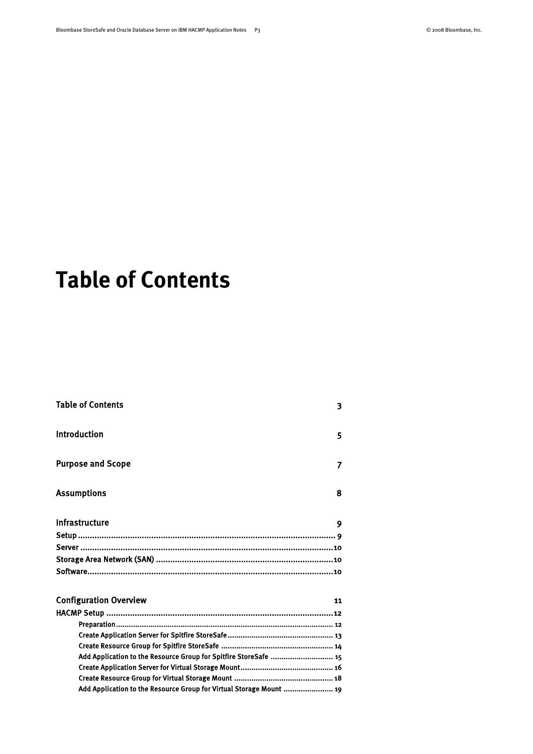# Table of Contents

Table of Contents 3

Introduction 5

Purpose and Scope 7

Assumptions 8

Infrastructure 9

Setup ........................................................................................................... 9

Server .........................................................................................................10

Storage Area Network (SAN) ..........................................................................10

Software......................................................................................................10

Configuration Overview 11

HACMP Setup ...............................................................................................12

- Preparation................................................................................................... 12
- Create Application Server for Spitfire StoreSafe................................................ 13
- Create Resource Group for Spitfire StoreSafe ................................................... 14
- Add Application to the Resource Group for Spitfire StoreSafe ............................ 15
- Create Application Server for Virtual Storage Mount.......................................... 16
- Create Resource Group for Virtual Storage Mount ............................................. 18
- Add Application to the Resource Group for Virtual Storage Mount ...................... 19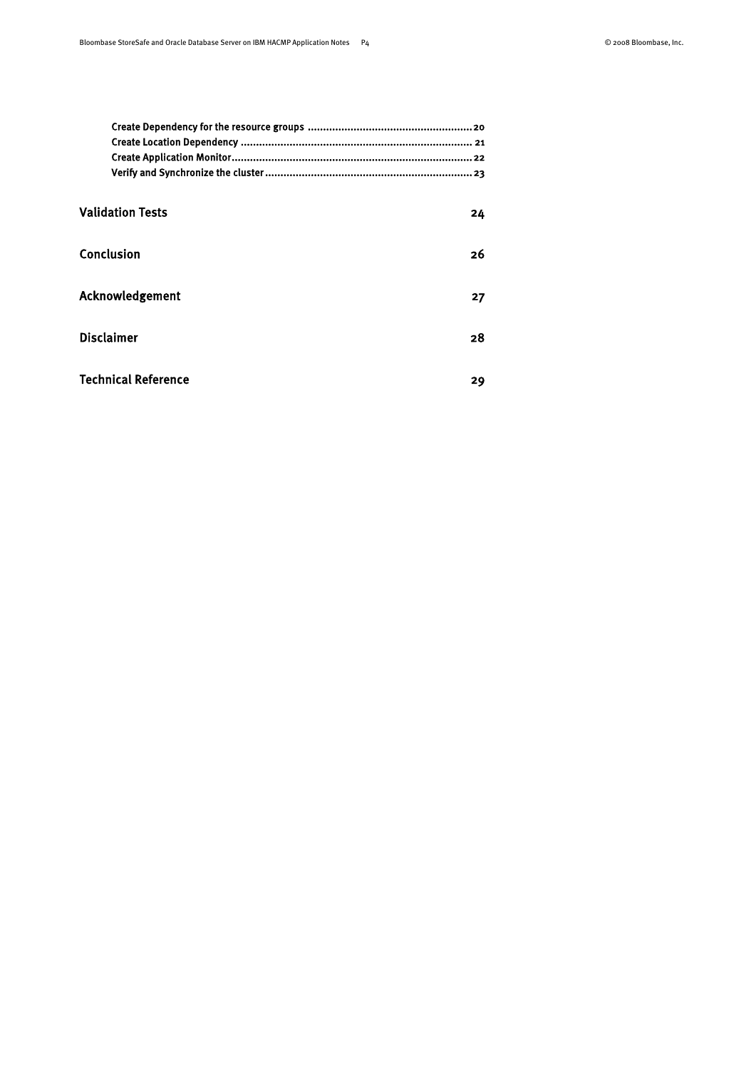Create Dependency for the resource groups .................................................... 20
Create Location Dependency ........................................................................ 21
Create Application Monitor........................................................................... 22
Verify and Synchronize the cluster ................................................................. 23

**Validation Tests** 24

**Conclusion** 26

**Acknowledgement** 27

**Disclaimer** 28

**Technical Reference** 29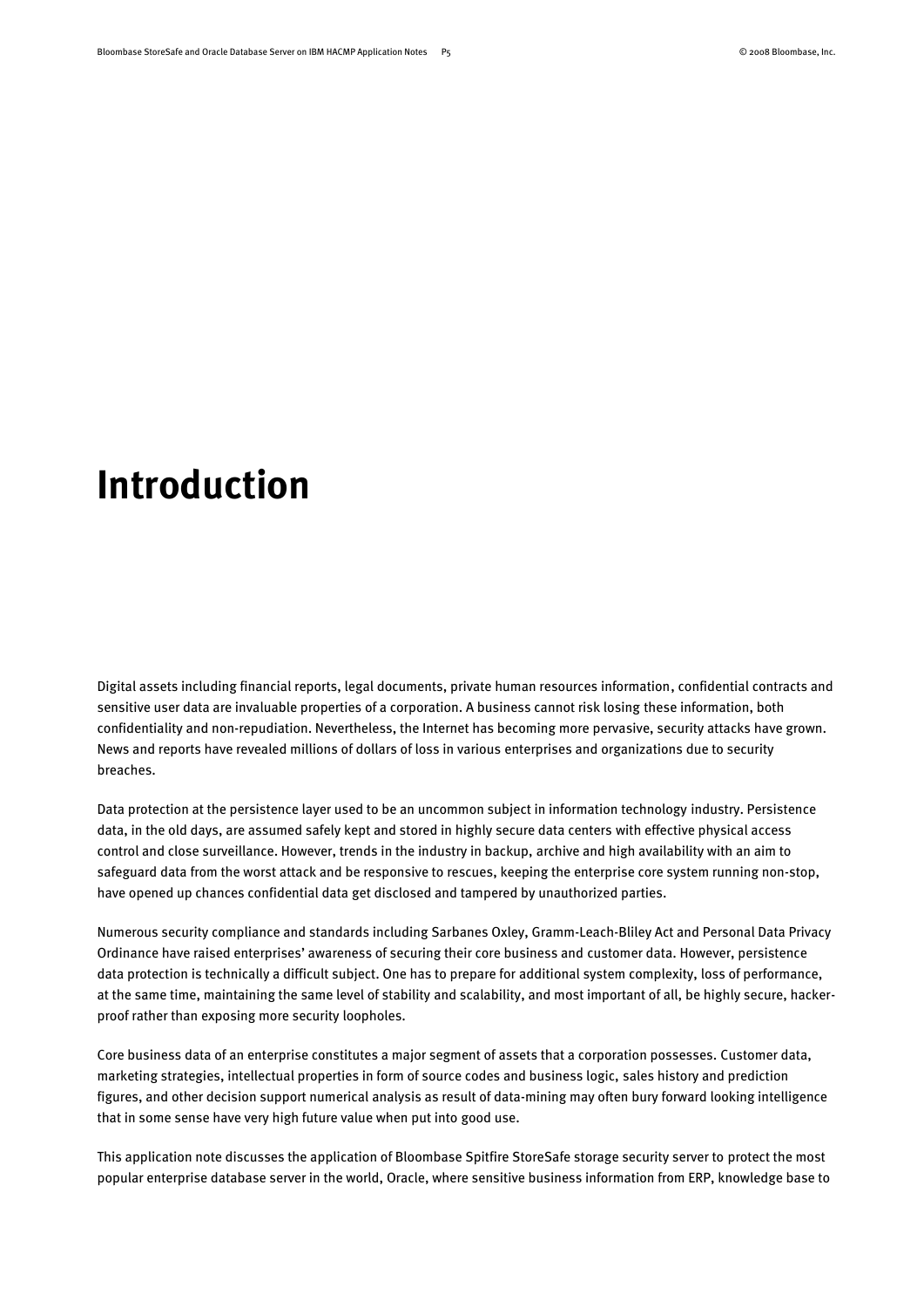# Introduction

Digital assets including financial reports, legal documents, private human resources information, confidential contracts and sensitive user data are invaluable properties of a corporation. A business cannot risk losing these information, both confidentiality and non-repudiation. Nevertheless, the Internet has becoming more pervasive, security attacks have grown. News and reports have revealed millions of dollars of loss in various enterprises and organizations due to security breaches.

Data protection at the persistence layer used to be an uncommon subject in information technology industry. Persistence data, in the old days, are assumed safely kept and stored in highly secure data centers with effective physical access control and close surveillance. However, trends in the industry in backup, archive and high availability with an aim to safeguard data from the worst attack and be responsive to rescues, keeping the enterprise core system running non-stop, have opened up chances confidential data get disclosed and tampered by unauthorized parties.

Numerous security compliance and standards including Sarbanes Oxley, Gramm-Leach-Bliley Act and Personal Data Privacy Ordinance have raised enterprises' awareness of securing their core business and customer data. However, persistence data protection is technically a difficult subject. One has to prepare for additional system complexity, loss of performance, at the same time, maintaining the same level of stability and scalability, and most important of all, be highly secure, hacker-proof rather than exposing more security loopholes.

Core business data of an enterprise constitutes a major segment of assets that a corporation possesses. Customer data, marketing strategies, intellectual properties in form of source codes and business logic, sales history and prediction figures, and other decision support numerical analysis as result of data-mining may often bury forward looking intelligence that in some sense have very high future value when put into good use.

This application note discusses the application of Bloombase Spitfire StoreSafe storage security server to protect the most popular enterprise database server in the world, Oracle, where sensitive business information from ERP, knowledge base to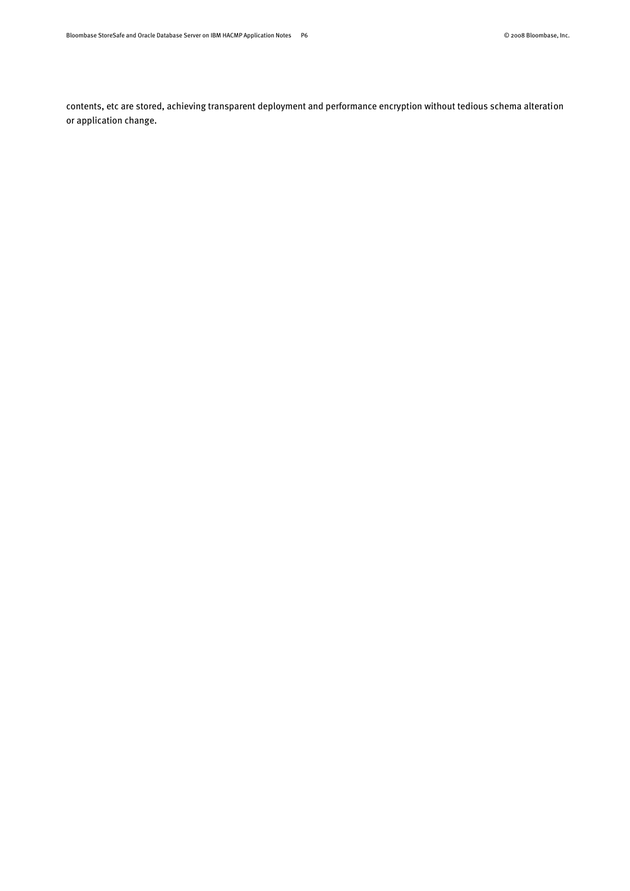contents, etc are stored, achieving transparent deployment and performance encryption without tedious schema alteration or application change.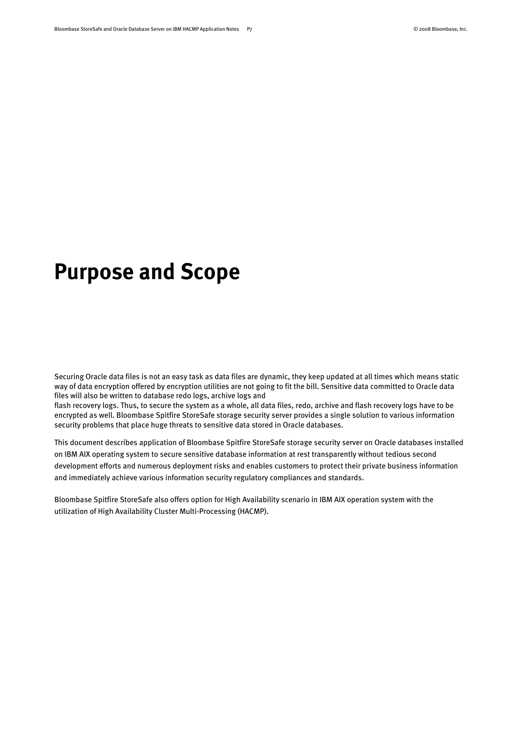# Purpose and Scope

Securing Oracle data files is not an easy task as data files are dynamic, they keep updated at all times which means static way of data encryption offered by encryption utilities are not going to fit the bill. Sensitive data committed to Oracle data files will also be written to database redo logs, archive logs and flash recovery logs. Thus, to secure the system as a whole, all data files, redo, archive and flash recovery logs have to be encrypted as well. Bloombase Spitfire StoreSafe storage security server provides a single solution to various information security problems that place huge threats to sensitive data stored in Oracle databases.

This document describes application of Bloombase Spitfire StoreSafe storage security server on Oracle databases installed on IBM AIX operating system to secure sensitive database information at rest transparently without tedious second development efforts and numerous deployment risks and enables customers to protect their private business information and immediately achieve various information security regulatory compliances and standards.

Bloombase Spitfire StoreSafe also offers option for High Availability scenario in IBM AIX operation system with the utilization of High Availability Cluster Multi-Processing (HACMP).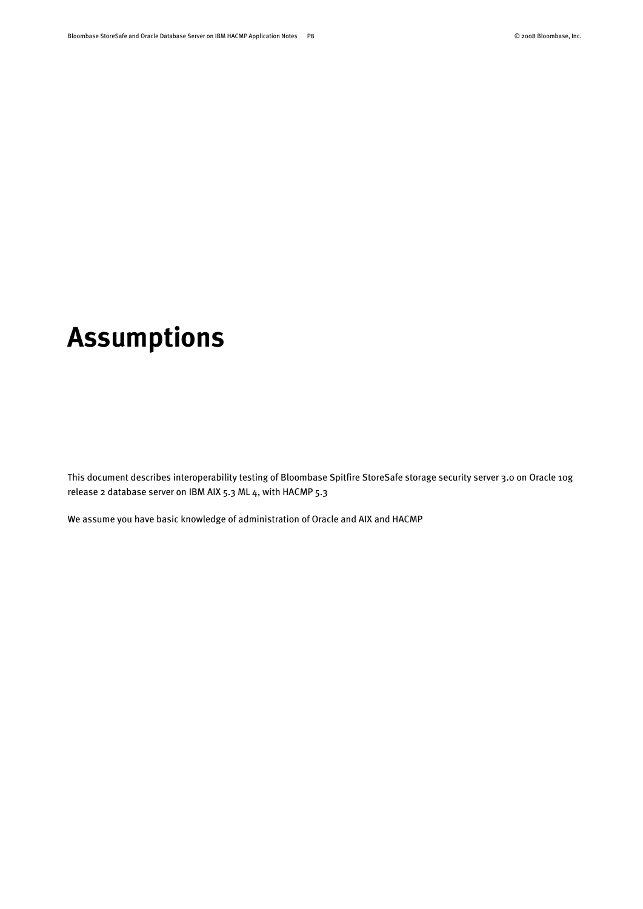# Assumptions

This document describes interoperability testing of Bloombase Spitfire StoreSafe storage security server 3.0 on Oracle 10g release 2 database server on IBM AIX 5.3 ML 4, with HACMP 5.3

We assume you have basic knowledge of administration of Oracle and AIX and HACMP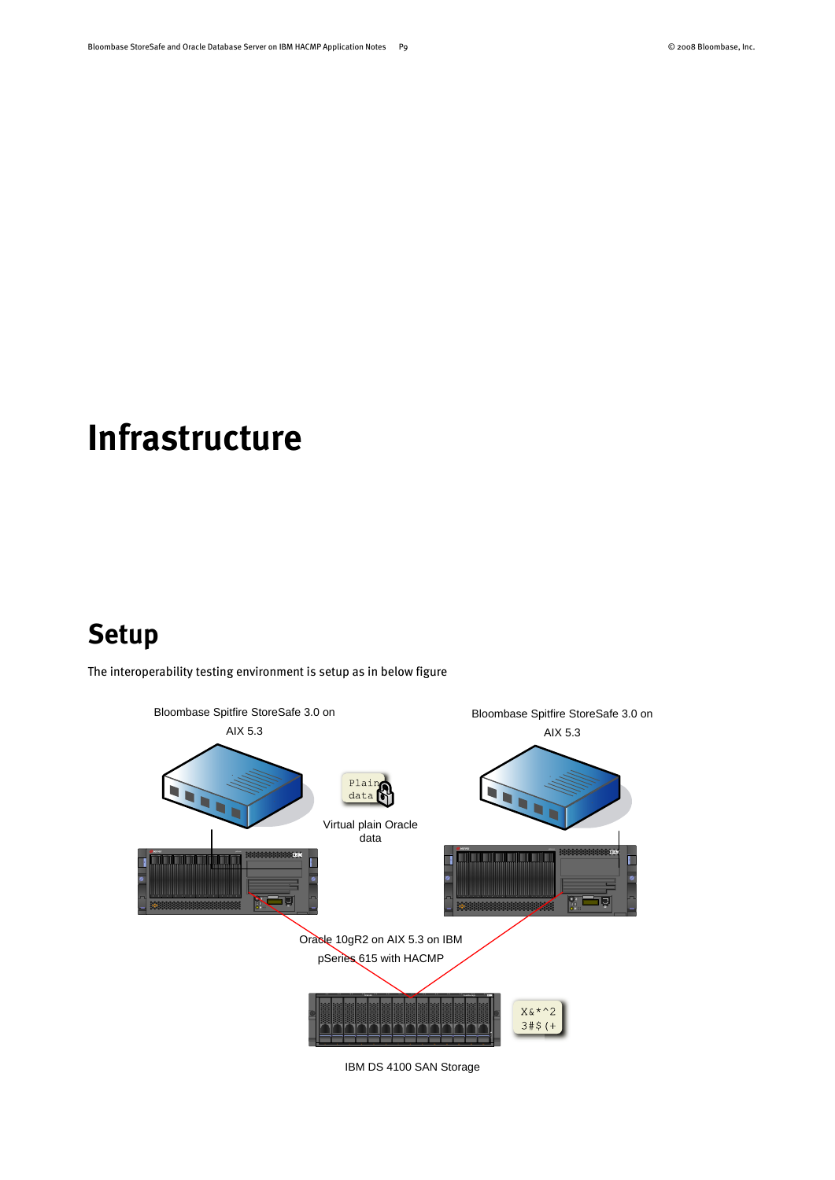# Infrastructure

## Setup

The interoperability testing environment is setup as in below figure

Bloombase Spitfire StoreSafe 3.0 on AIX 5.3

Bloombase Spitfire StoreSafe 3.0 on AIX 5.3

Plain data

Virtual plain Oracle data

Oracle 10gR2 on AIX 5.3 on IBM pSeries 615 with HACMP

X&*^2 3#$(+

IBM DS 4100 SAN Storage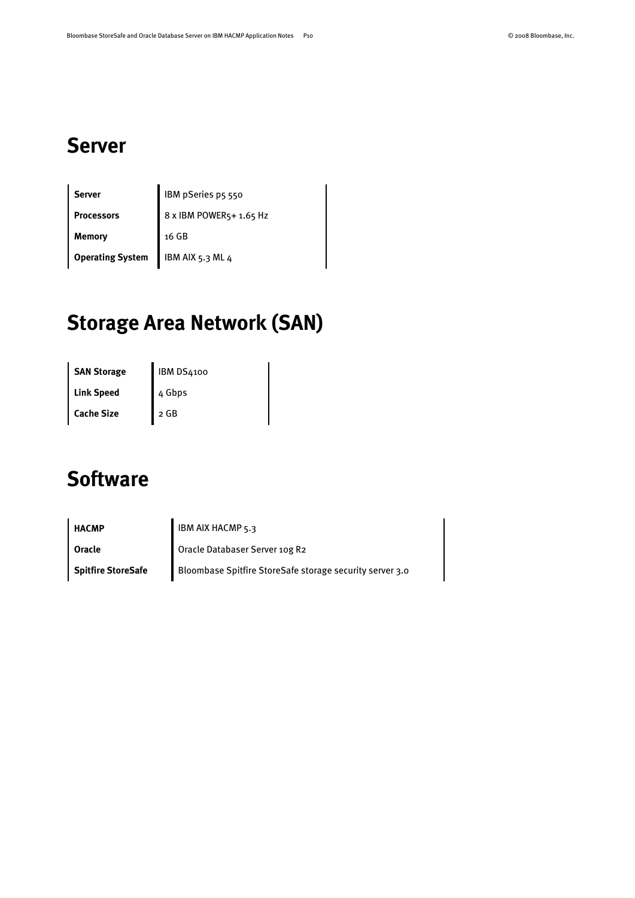# Server

| | |
|---|---|
| **Server** | IBM pSeries p5 550 |
| **Processors** | 8 x IBM POWER5+ 1.65 Hz |
| **Memory** | 16 GB |
| **Operating System** | IBM AIX 5.3 ML 4 |

# Storage Area Network (SAN)

| | |
|---|---|
| **SAN Storage** | IBM DS4100 |
| **Link Speed** | 4 Gbps |
| **Cache Size** | 2 GB |

# Software

| | |
|---|---|
| **HACMP** | IBM AIX HACMP 5.3 |
| **Oracle** | Oracle Databaser Server 10g R2 |
| **Spitfire StoreSafe** | Bloombase Spitfire StoreSafe storage security server 3.0 |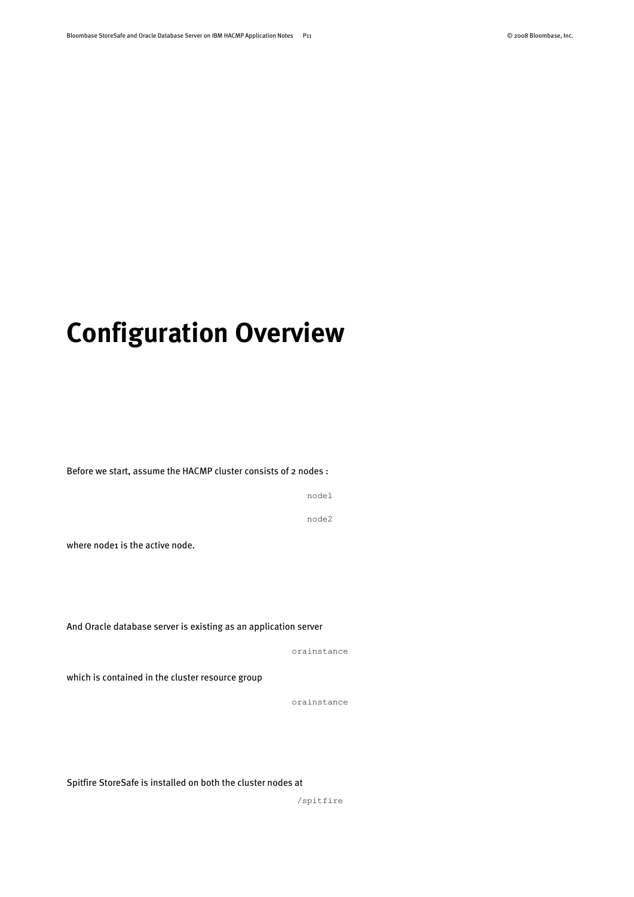# Configuration Overview

Before we start, assume the HACMP cluster consists of 2 nodes :

```
node1
node2
```

where node1 is the active node.

And Oracle database server is existing as an application server

```
orainstance
```

which is contained in the cluster resource group

```
orainstance
```

Spitfire StoreSafe is installed on both the cluster nodes at

```
/spitfire
```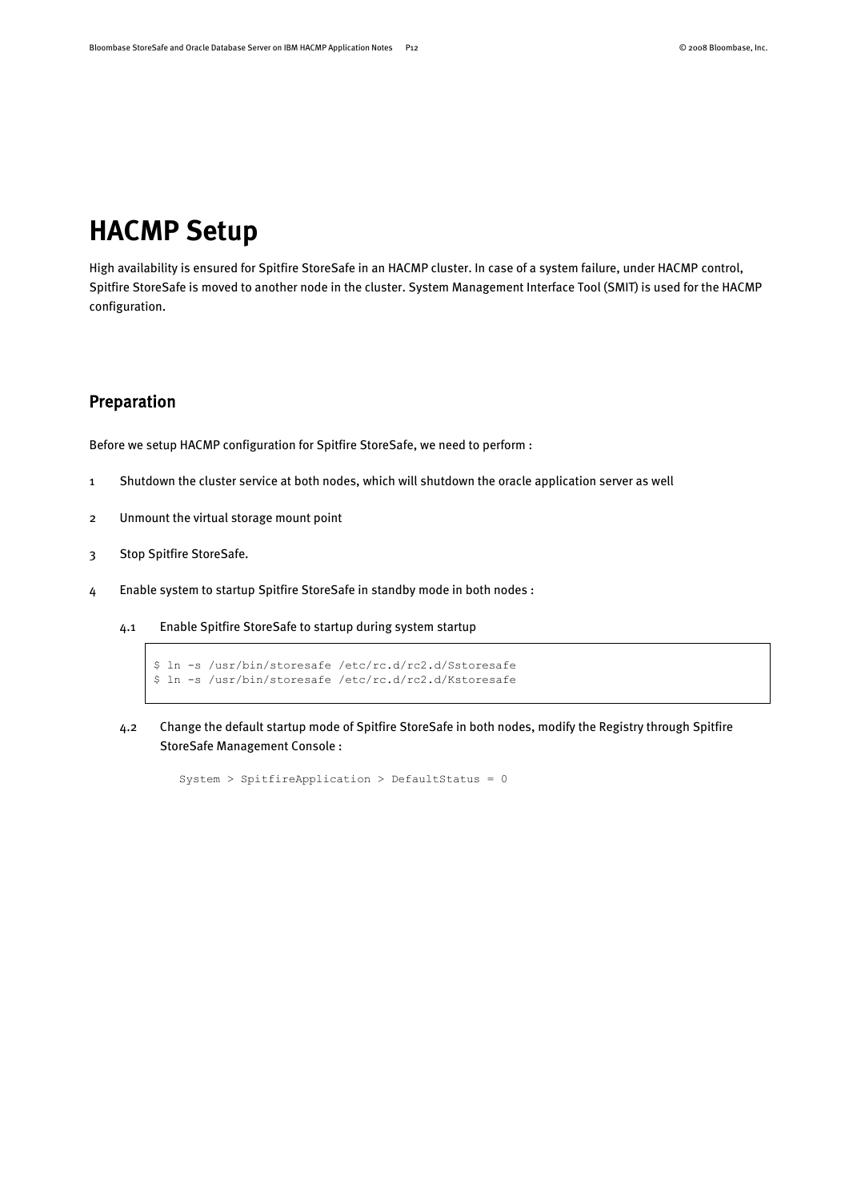# HACMP Setup

High availability is ensured for Spitfire StoreSafe in an HACMP cluster. In case of a system failure, under HACMP control, Spitfire StoreSafe is moved to another node in the cluster. System Management Interface Tool (SMIT) is used for the HACMP configuration.

## Preparation

Before we setup HACMP configuration for Spitfire StoreSafe, we need to perform :

1. Shutdown the cluster service at both nodes, which will shutdown the oracle application server as well
2. Unmount the virtual storage mount point
3. Stop Spitfire StoreSafe.
4. Enable system to startup Spitfire StoreSafe in standby mode in both nodes :

   4.1 Enable Spitfire StoreSafe to startup during system startup

   ```
   $ ln -s /usr/bin/storesafe /etc/rc.d/rc2.d/Sstoresafe
   $ ln -s /usr/bin/storesafe /etc/rc.d/rc2.d/Kstoresafe
   ```

   4.2 Change the default startup mode of Spitfire StoreSafe in both nodes, modify the Registry through Spitfire StoreSafe Management Console :

   ```
   System > SpitfireApplication > DefaultStatus = 0
   ```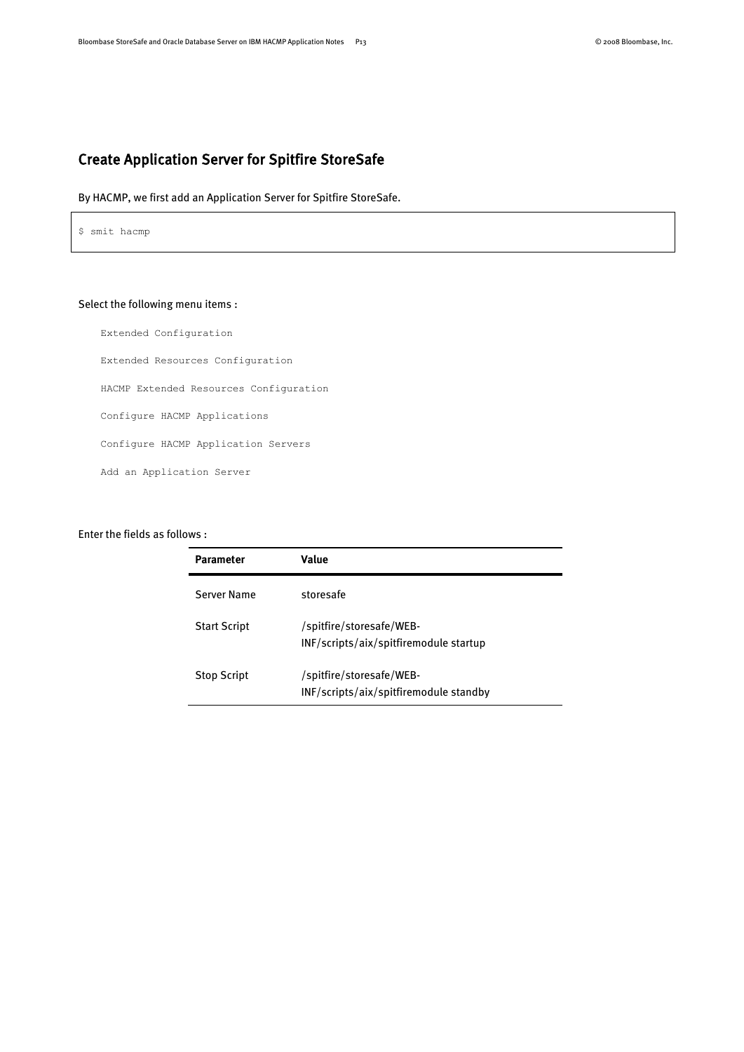## Create Application Server for Spitfire StoreSafe

By HACMP, we first add an Application Server for Spitfire StoreSafe.

```
$ smit hacmp
```

Select the following menu items :

```
Extended Configuration
Extended Resources Configuration
HACMP Extended Resources Configuration
Configure HACMP Applications
Configure HACMP Application Servers
Add an Application Server
```

Enter the fields as follows :

| Parameter | Value |
|---|---|
| Server Name | storesafe |
| Start Script | /spitfire/storesafe/WEB-INF/scripts/aix/spitfiremodule startup |
| Stop Script | /spitfire/storesafe/WEB-INF/scripts/aix/spitfiremodule standby |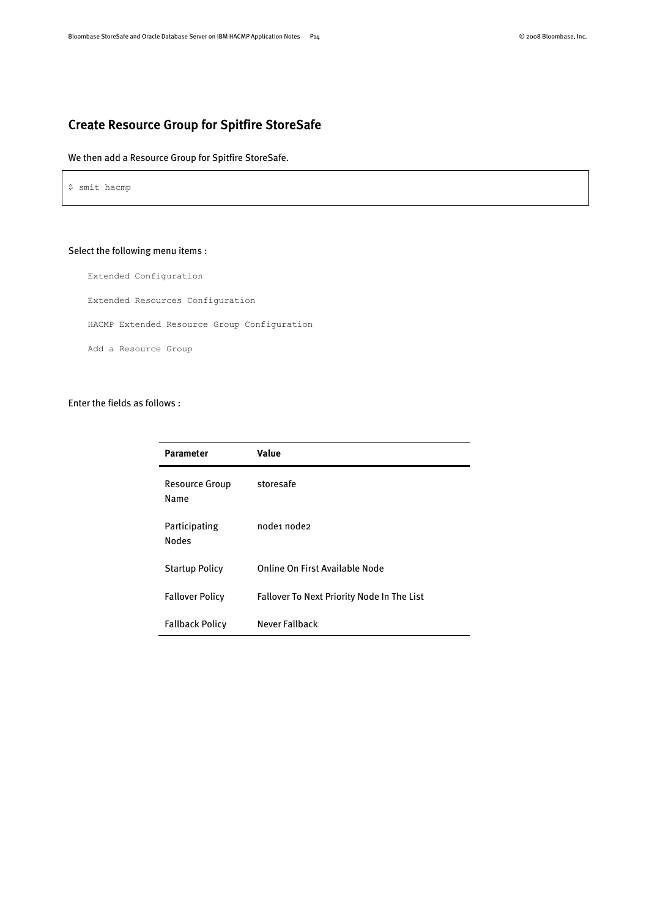## Create Resource Group for Spitfire StoreSafe

We then add a Resource Group for Spitfire StoreSafe.

```
$ smit hacmp
```

Select the following menu items :

```
Extended Configuration

Extended Resources Configuration

HACMP Extended Resource Group Configuration

Add a Resource Group
```

Enter the fields as follows :

| Parameter | Value |
|---|---|
| Resource Group Name | storesafe |
| Participating Nodes | node1 node2 |
| Startup Policy | Online On First Available Node |
| Fallover Policy | Fallover To Next Priority Node In The List |
| Fallback Policy | Never Fallback |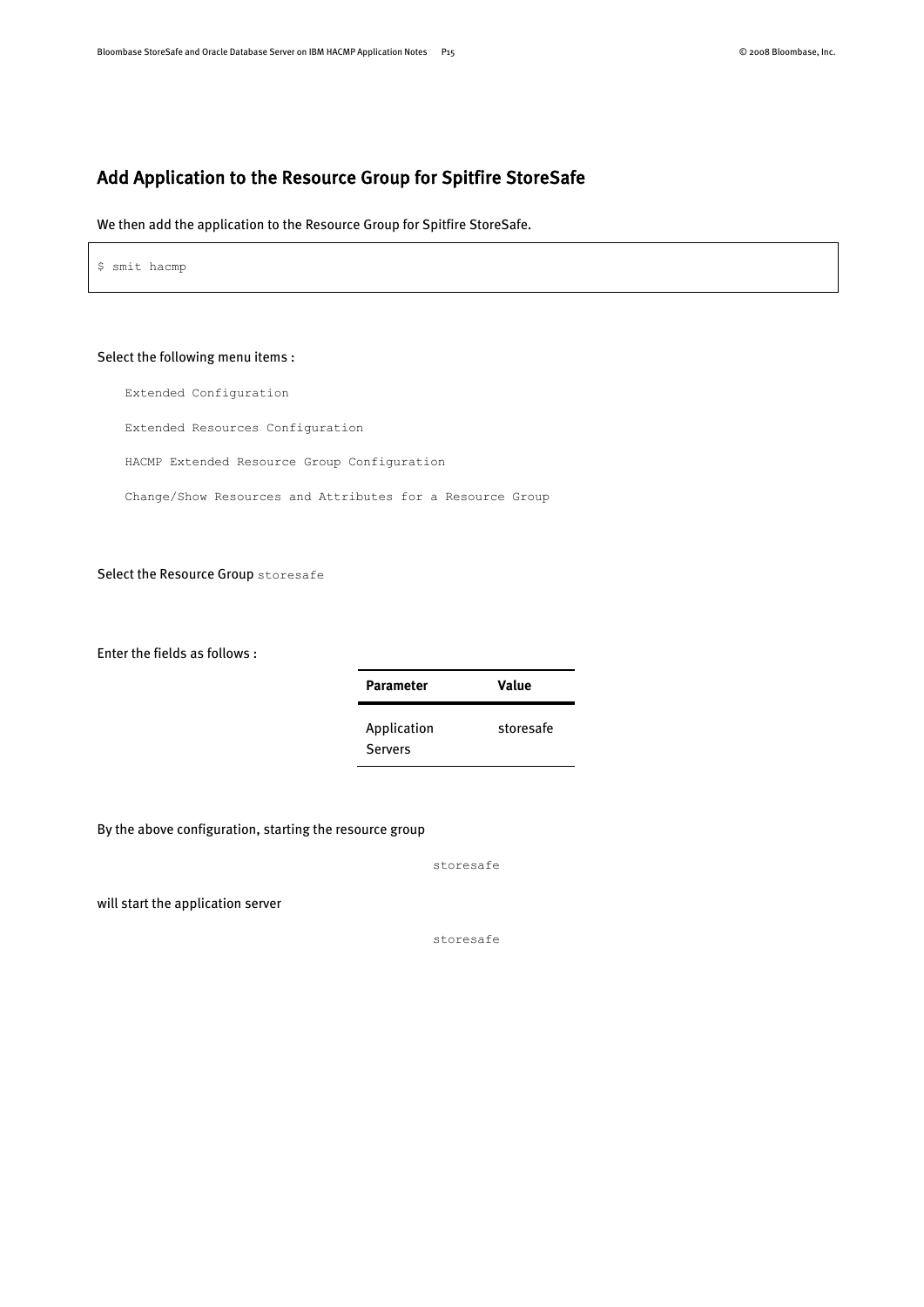## Add Application to the Resource Group for Spitfire StoreSafe

We then add the application to the Resource Group for Spitfire StoreSafe.

```
$ smit hacmp
```

Select the following menu items :

```
Extended Configuration

Extended Resources Configuration

HACMP Extended Resource Group Configuration

Change/Show Resources and Attributes for a Resource Group
```

Select the Resource Group `storesafe`

Enter the fields as follows :

| Parameter | Value |
| --- | --- |
| Application Servers | storesafe |

By the above configuration, starting the resource group

```
storesafe
```

will start the application server

```
storesafe
```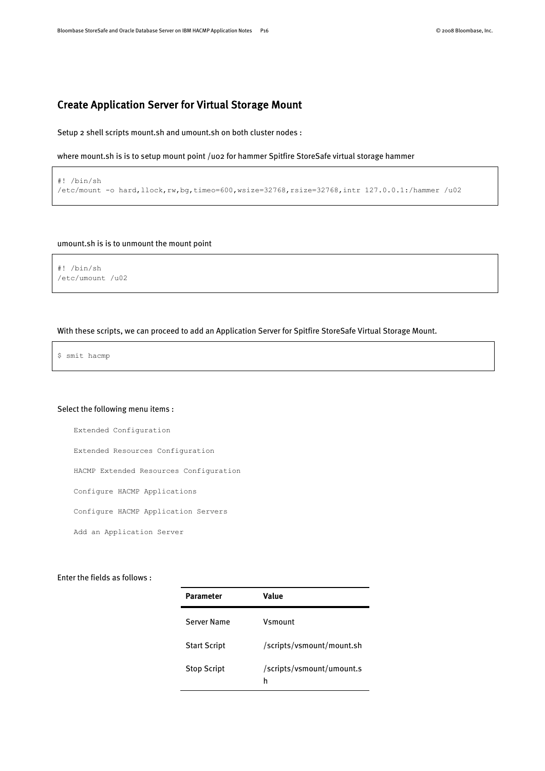## Create Application Server for Virtual Storage Mount

Setup 2 shell scripts mount.sh and umount.sh on both cluster nodes :

where mount.sh is is to setup mount point /u02 for hammer Spitfire StoreSafe virtual storage hammer

```
#! /bin/sh
/etc/mount -o hard,llock,rw,bg,timeo=600,wsize=32768,rsize=32768,intr 127.0.0.1:/hammer /u02
```

umount.sh is is to unmount the mount point

```
#! /bin/sh
/etc/umount /u02
```

With these scripts, we can proceed to add an Application Server for Spitfire StoreSafe Virtual Storage Mount.

```
$ smit hacmp
```

Select the following menu items :

```
Extended Configuration
Extended Resources Configuration
HACMP Extended Resources Configuration
Configure HACMP Applications
Configure HACMP Application Servers
Add an Application Server
```

Enter the fields as follows :

| Parameter | Value |
|---|---|
| Server Name | Vsmount |
| Start Script | /scripts/vsmount/mount.sh |
| Stop Script | /scripts/vsmount/umount.sh |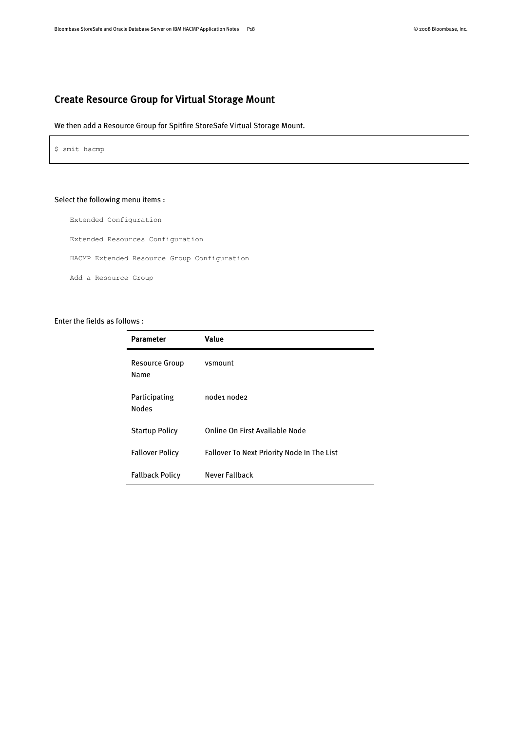## Create Resource Group for Virtual Storage Mount

We then add a Resource Group for Spitfire StoreSafe Virtual Storage Mount.

```
$ smit hacmp
```

Select the following menu items :

```
Extended Configuration

Extended Resources Configuration

HACMP Extended Resource Group Configuration

Add a Resource Group
```

Enter the fields as follows :

| Parameter | Value |
|---|---|
| Resource Group Name | vsmount |
| Participating Nodes | node1 node2 |
| Startup Policy | Online On First Available Node |
| Fallover Policy | Fallover To Next Priority Node In The List |
| Fallback Policy | Never Fallback |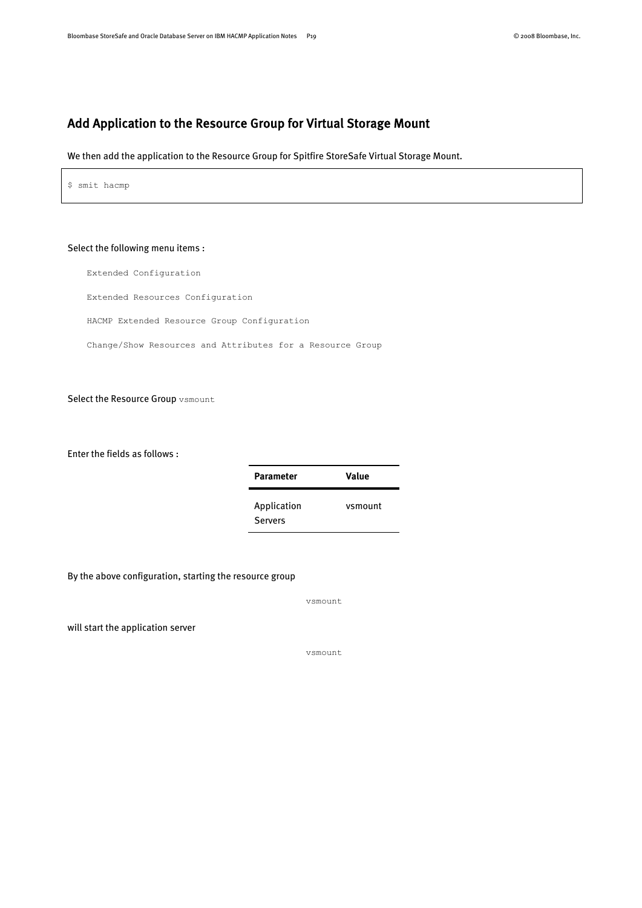## Add Application to the Resource Group for Virtual Storage Mount

We then add the application to the Resource Group for Spitfire StoreSafe Virtual Storage Mount.

```
$ smit hacmp
```

Select the following menu items :

```
Extended Configuration

Extended Resources Configuration

HACMP Extended Resource Group Configuration

Change/Show Resources and Attributes for a Resource Group
```

Select the Resource Group `vsmount`

Enter the fields as follows :

| Parameter | Value |
| --- | --- |
| Application Servers | vsmount |

By the above configuration, starting the resource group

```
vsmount
```

will start the application server

```
vsmount
```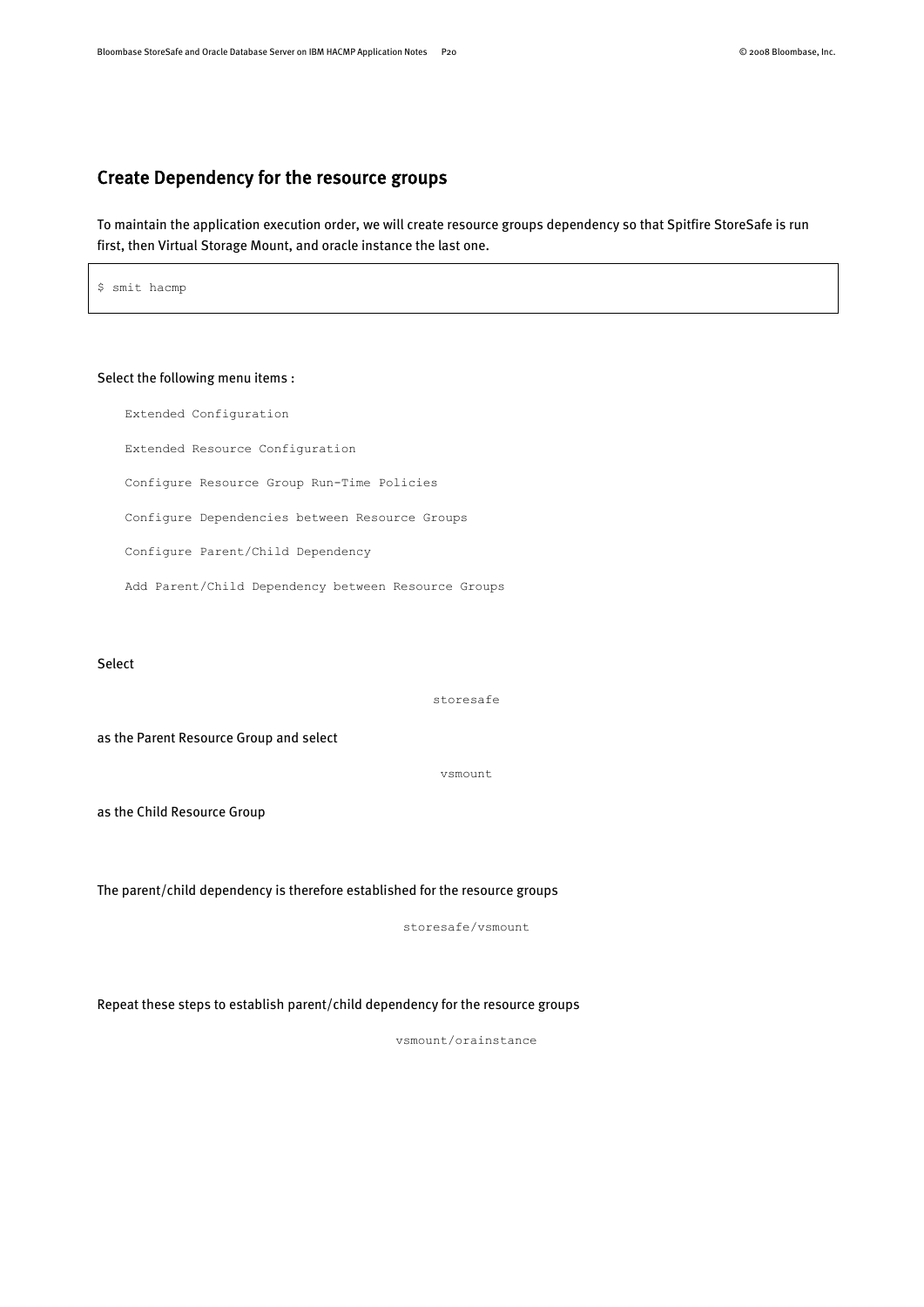## Create Dependency for the resource groups

To maintain the application execution order, we will create resource groups dependency so that Spitfire StoreSafe is run first, then Virtual Storage Mount, and oracle instance the last one.

```
$ smit hacmp
```

Select the following menu items :

```
Extended Configuration
Extended Resource Configuration
Configure Resource Group Run-Time Policies
Configure Dependencies between Resource Groups
Configure Parent/Child Dependency
Add Parent/Child Dependency between Resource Groups
```

Select

```
storesafe
```

as the Parent Resource Group and select

```
vsmount
```

as the Child Resource Group

The parent/child dependency is therefore established for the resource groups

```
storesafe/vsmount
```

Repeat these steps to establish parent/child dependency for the resource groups

```
vsmount/orainstance
```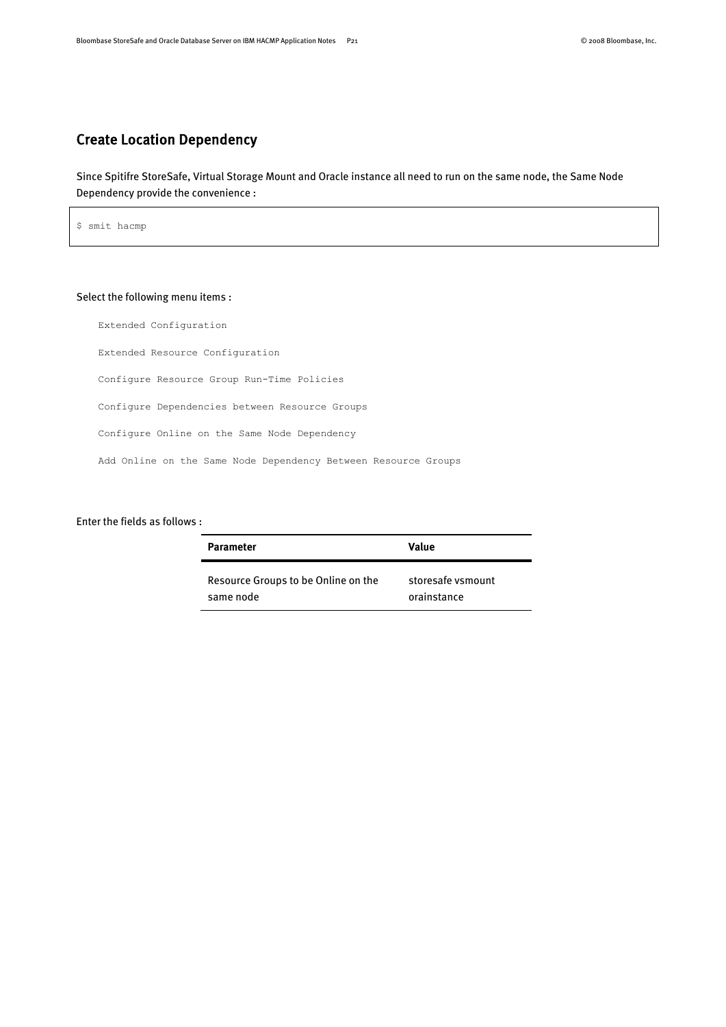## Create Location Dependency

Since Spitifre StoreSafe, Virtual Storage Mount and Oracle instance all need to run on the same node, the Same Node Dependency provide the convenience :

```
$ smit hacmp
```

Select the following menu items :

```
Extended Configuration

Extended Resource Configuration

Configure Resource Group Run-Time Policies

Configure Dependencies between Resource Groups

Configure Online on the Same Node Dependency

Add Online on the Same Node Dependency Between Resource Groups
```

Enter the fields as follows :

| Parameter | Value |
| --- | --- |
| Resource Groups to be Online on the same node | storesafe vsmount orainstance |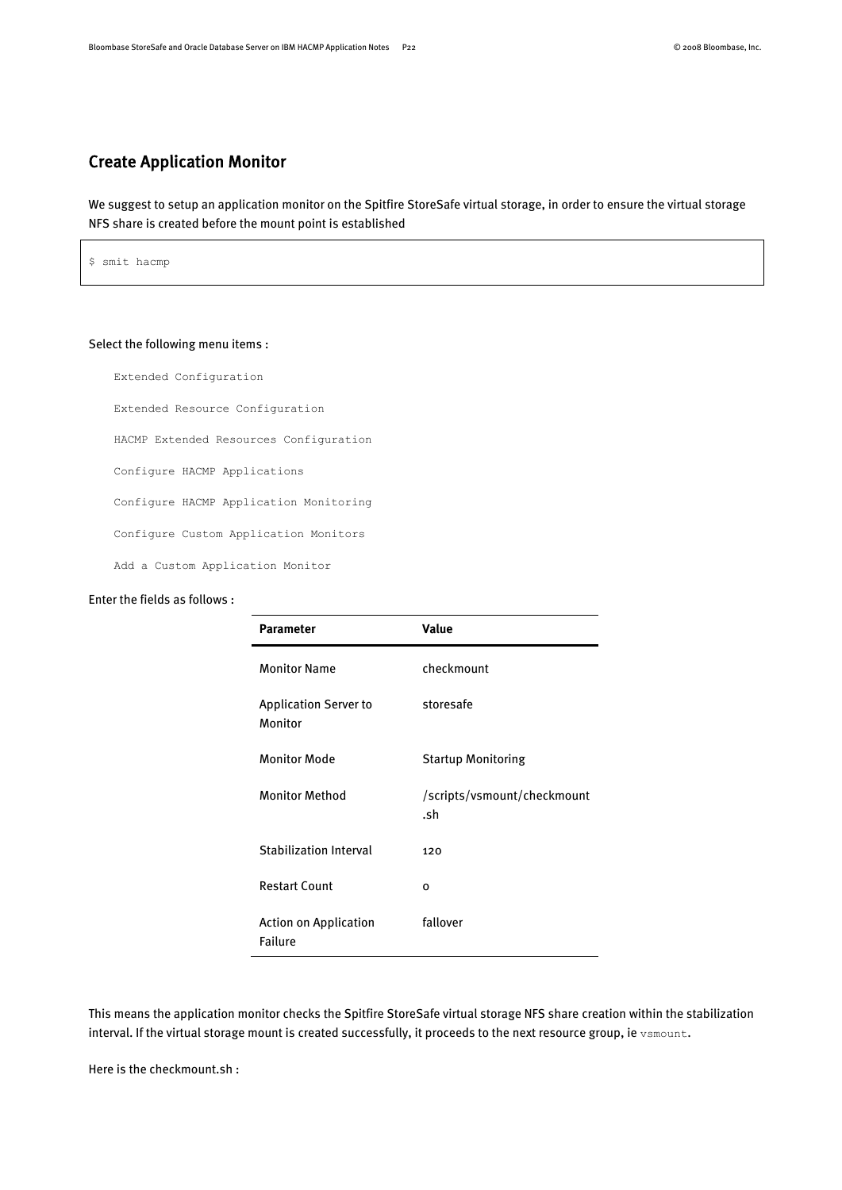## Create Application Monitor

We suggest to setup an application monitor on the Spitfire StoreSafe virtual storage, in order to ensure the virtual storage NFS share is created before the mount point is established

```
$ smit hacmp
```

Select the following menu items :

```
Extended Configuration
Extended Resource Configuration
HACMP Extended Resources Configuration
Configure HACMP Applications
Configure HACMP Application Monitoring
Configure Custom Application Monitors
Add a Custom Application Monitor
```

Enter the fields as follows :

| Parameter | Value |
|---|---|
| Monitor Name | checkmount |
| Application Server to Monitor | storesafe |
| Monitor Mode | Startup Monitoring |
| Monitor Method | /scripts/vsmount/checkmount.sh |
| Stabilization Interval | 120 |
| Restart Count | 0 |
| Action on Application Failure | fallover |

This means the application monitor checks the Spitfire StoreSafe virtual storage NFS share creation within the stabilization interval. If the virtual storage mount is created successfully, it proceeds to the next resource group, ie `vsmount`.

Here is the checkmount.sh :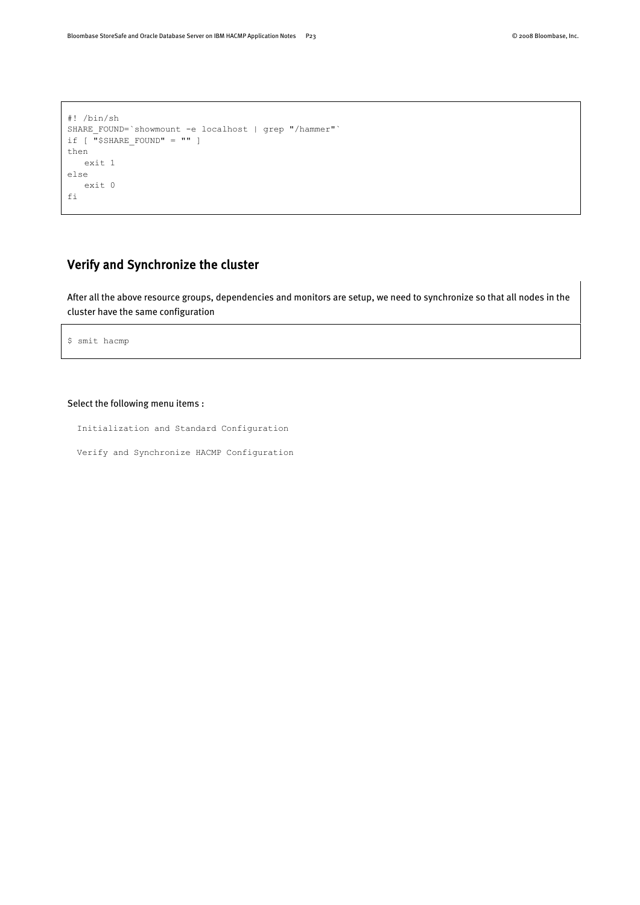```
#! /bin/sh
SHARE_FOUND=`showmount -e localhost | grep "/hammer"`
if [ "$SHARE_FOUND" = "" ]
then
   exit 1
else
   exit 0
fi
```

## Verify and Synchronize the cluster

After all the above resource groups, dependencies and monitors are setup, we need to synchronize so that all nodes in the cluster have the same configuration

```
$ smit hacmp
```

Select the following menu items :

```
Initialization and Standard Configuration

Verify and Synchronize HACMP Configuration
```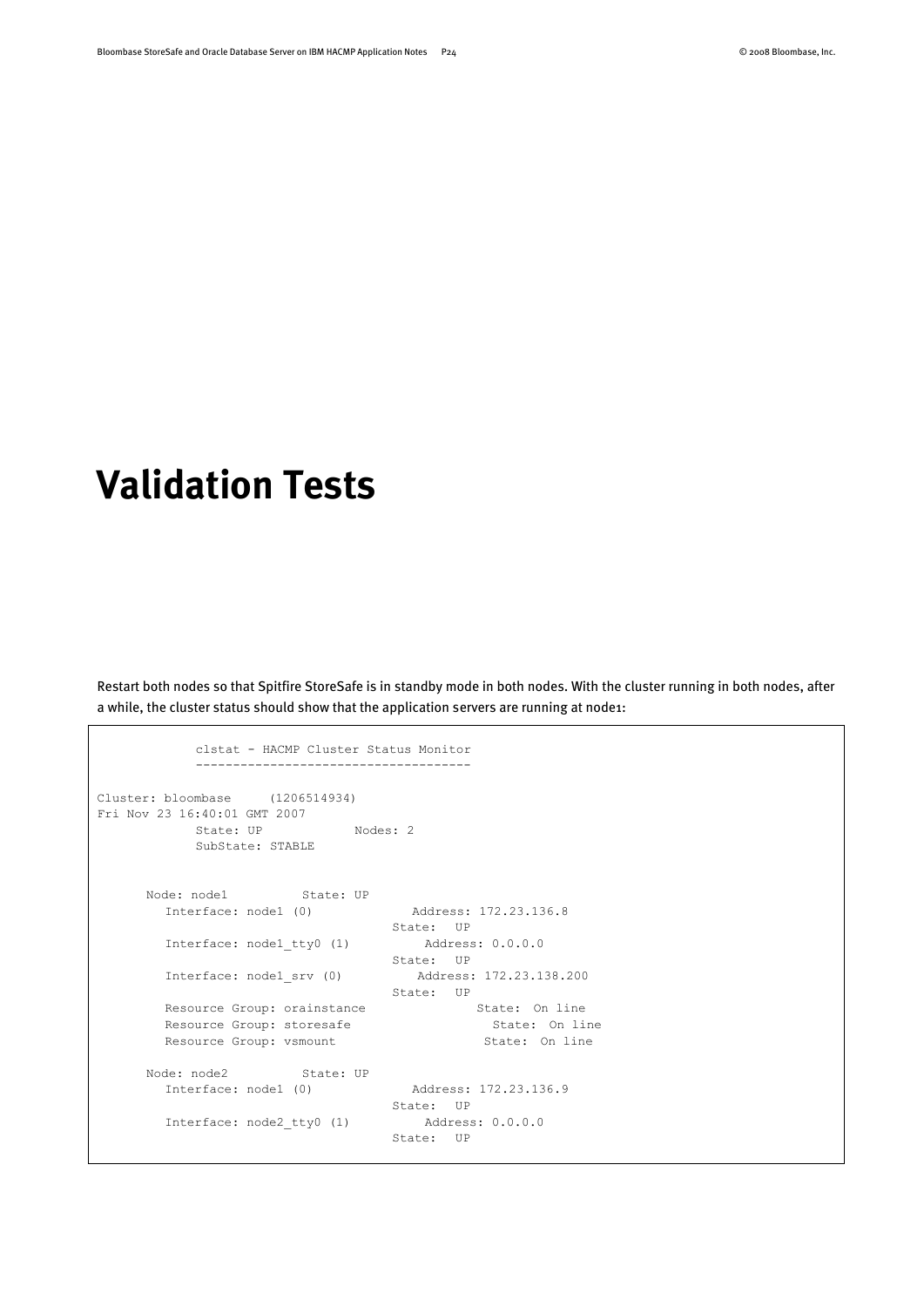# Validation Tests

Restart both nodes so that Spitfire StoreSafe is in standby mode in both nodes. With the cluster running in both nodes, after a while, the cluster status should show that the application servers are running at node1:

```
             clstat - HACMP Cluster Status Monitor
             -------------------------------------

Cluster: bloombase     (1206514934)
Fri Nov 23 16:40:01 GMT 2007
             State: UP              Nodes: 2
             SubState: STABLE


      Node: node1          State: UP
         Interface: node1 (0)              Address: 172.23.136.8
                                         State:  UP
         Interface: node1_tty0 (1)           Address: 0.0.0.0
                                         State:  UP
         Interface: node1_srv (0)          Address: 172.23.138.200
                                         State:  UP
         Resource Group: orainstance              State:  On line
         Resource Group: storesafe                  State:  On line
         Resource Group: vsmount                  State:  On line

      Node: node2          State: UP
         Interface: node1 (0)              Address: 172.23.136.9
                                         State:  UP
         Interface: node2_tty0 (1)           Address: 0.0.0.0
                                         State:  UP
```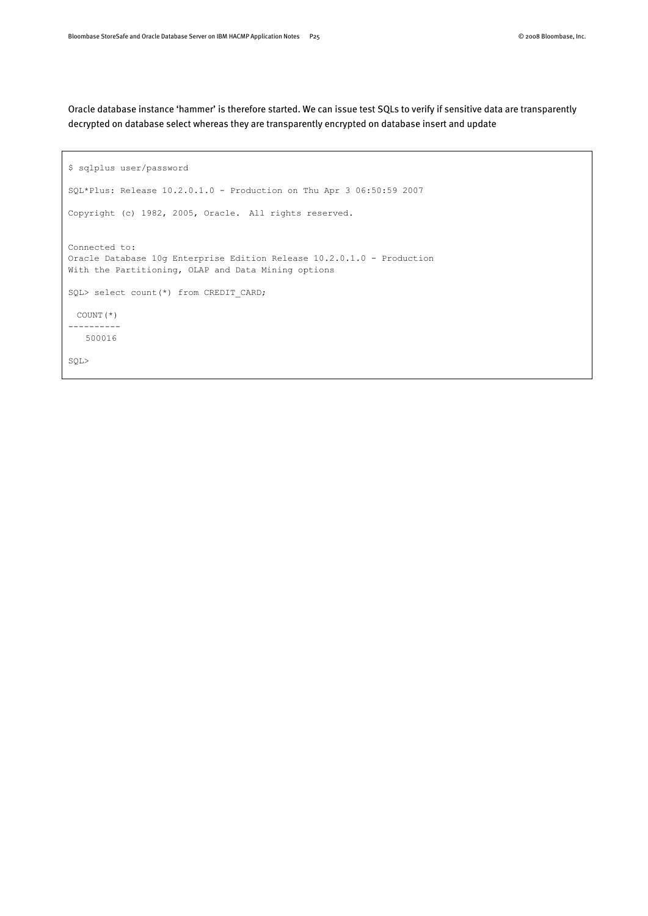Oracle database instance 'hammer' is therefore started. We can issue test SQLs to verify if sensitive data are transparently decrypted on database select whereas they are transparently encrypted on database insert and update

```
$ sqlplus user/password

SQL*Plus: Release 10.2.0.1.0 - Production on Thu Apr 3 06:50:59 2007

Copyright (c) 1982, 2005, Oracle.  All rights reserved.


Connected to:
Oracle Database 10g Enterprise Edition Release 10.2.0.1.0 - Production
With the Partitioning, OLAP and Data Mining options

SQL> select count(*) from CREDIT_CARD;

  COUNT(*)
----------
    500016

SQL>
```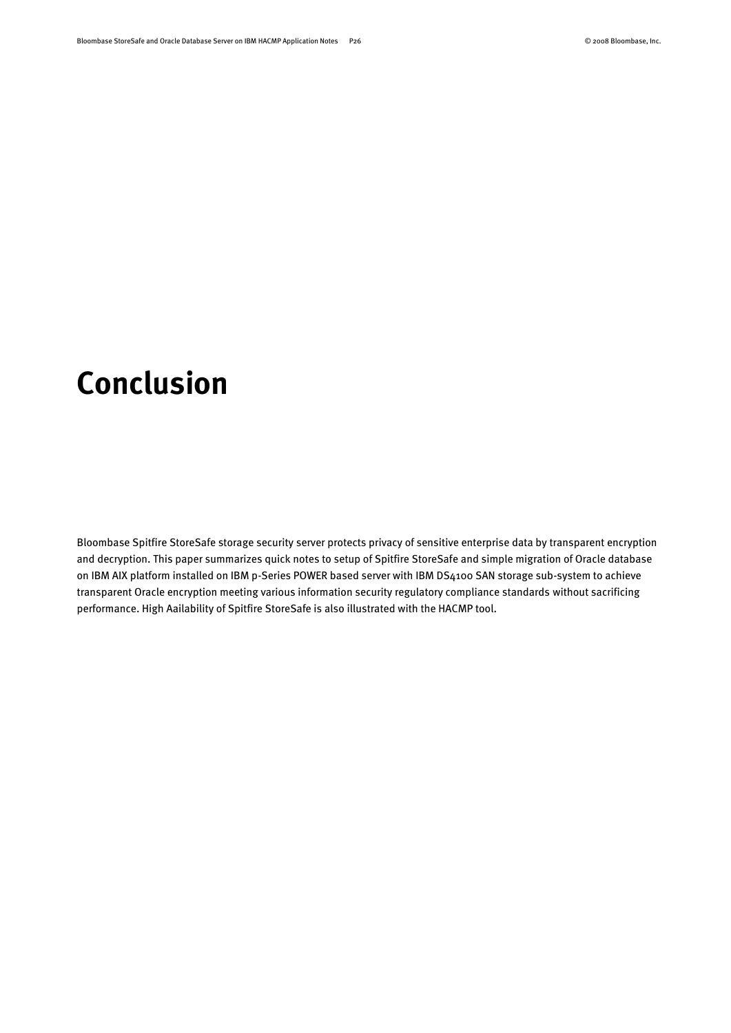# Conclusion

Bloombase Spitfire StoreSafe storage security server protects privacy of sensitive enterprise data by transparent encryption and decryption. This paper summarizes quick notes to setup of Spitfire StoreSafe and simple migration of Oracle database on IBM AIX platform installed on IBM p-Series POWER based server with IBM DS4100 SAN storage sub-system to achieve transparent Oracle encryption meeting various information security regulatory compliance standards without sacrificing performance. High Aailability of Spitfire StoreSafe is also illustrated with the HACMP tool.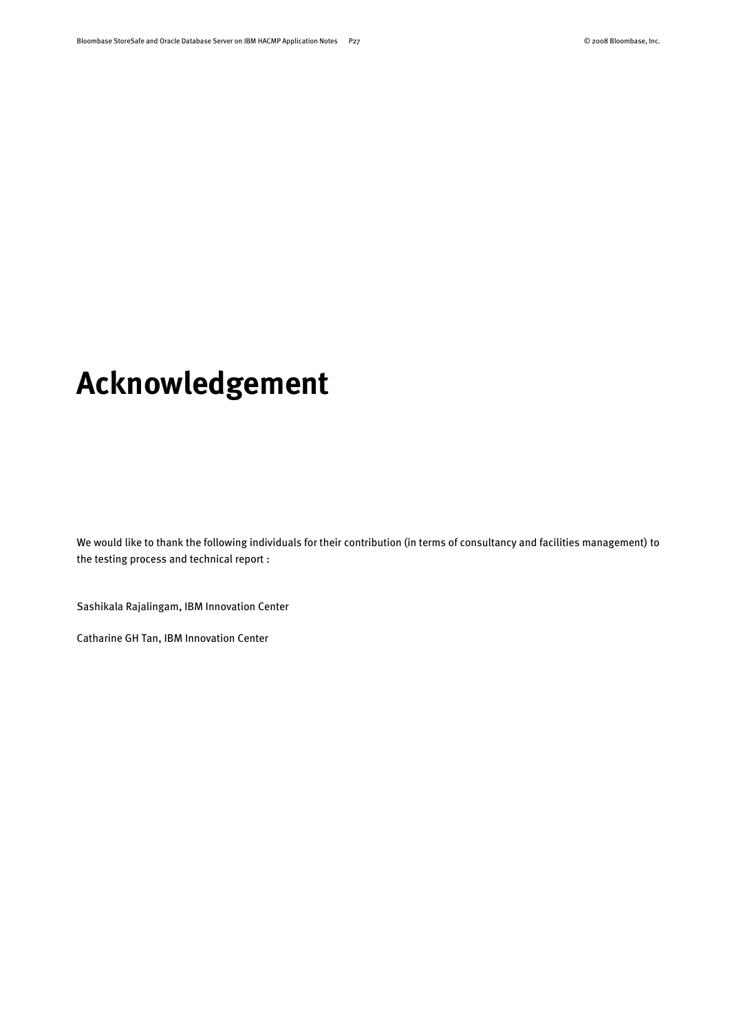# Acknowledgement

We would like to thank the following individuals for their contribution (in terms of consultancy and facilities management) to the testing process and technical report :

Sashikala Rajalingam, IBM Innovation Center

Catharine GH Tan, IBM Innovation Center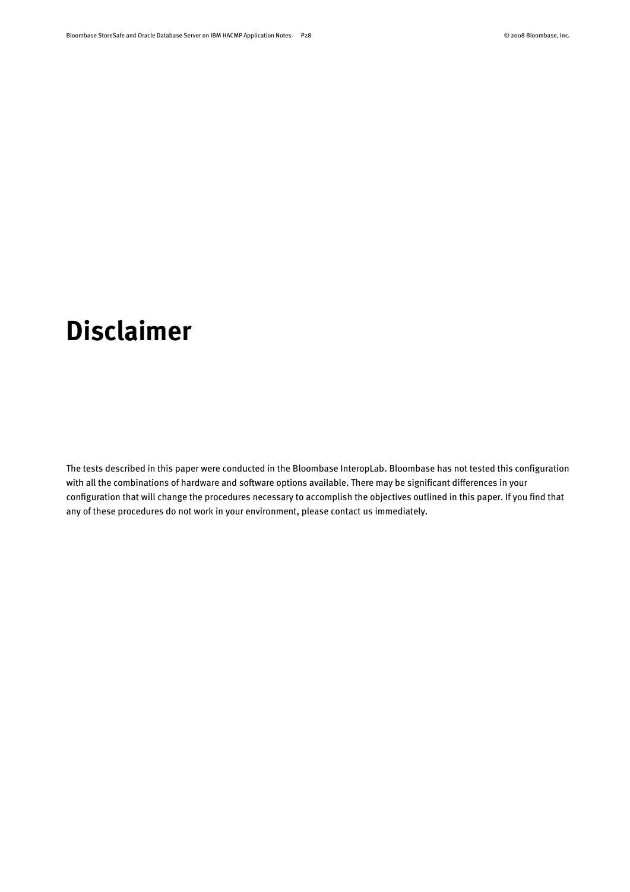# Disclaimer

The tests described in this paper were conducted in the Bloombase InteropLab. Bloombase has not tested this configuration with all the combinations of hardware and software options available. There may be significant differences in your configuration that will change the procedures necessary to accomplish the objectives outlined in this paper. If you find that any of these procedures do not work in your environment, please contact us immediately.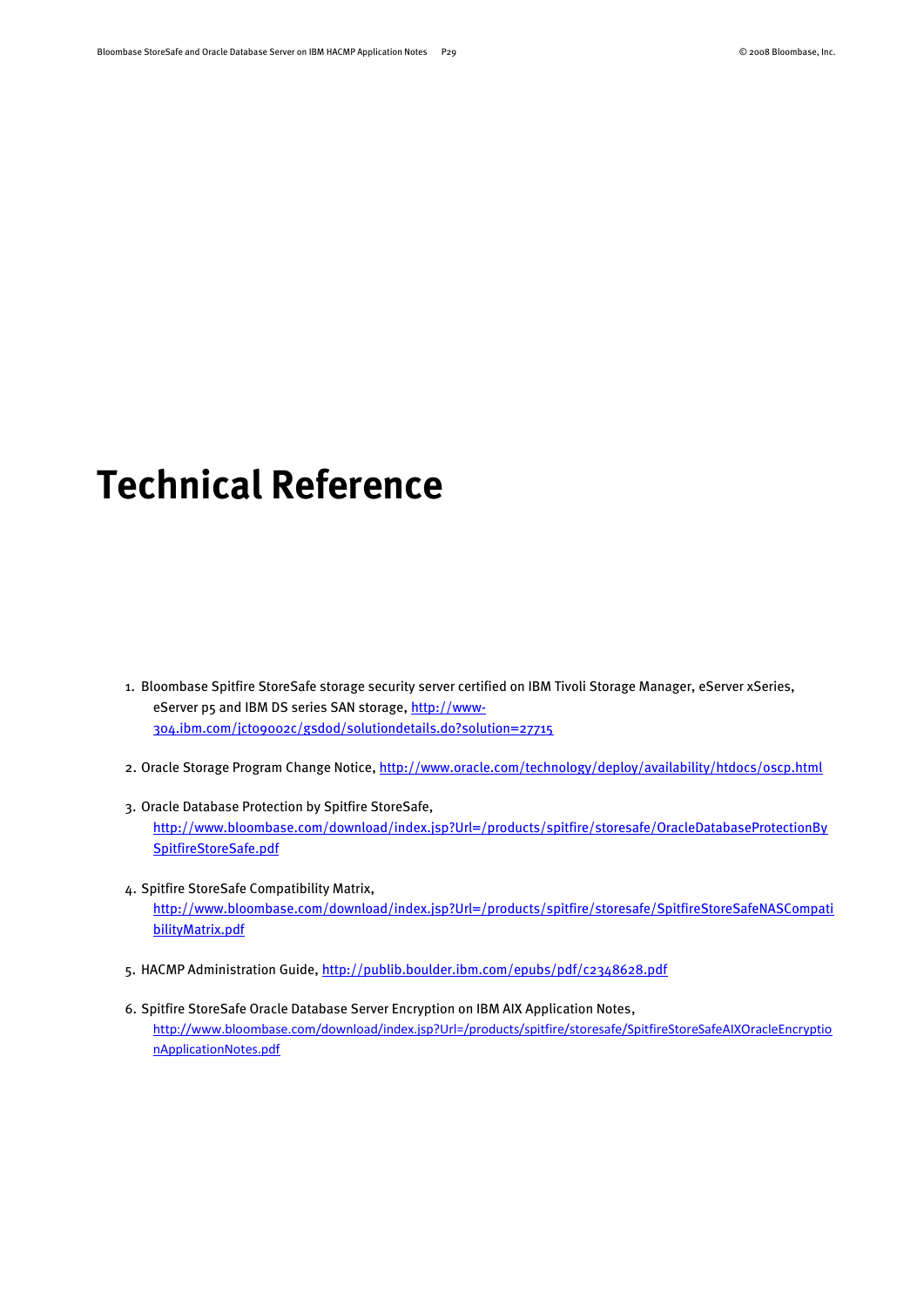# Technical Reference

1. Bloombase Spitfire StoreSafe storage security server certified on IBM Tivoli Storage Manager, eServer xSeries, eServer p5 and IBM DS series SAN storage, http://www-304.ibm.com/jct09002c/gsdod/solutiondetails.do?solution=27715

2. Oracle Storage Program Change Notice, http://www.oracle.com/technology/deploy/availability/htdocs/oscp.html

3. Oracle Database Protection by Spitfire StoreSafe, http://www.bloombase.com/download/index.jsp?Url=/products/spitfire/storesafe/OracleDatabaseProtectionBySpitfireStoreSafe.pdf

4. Spitfire StoreSafe Compatibility Matrix, http://www.bloombase.com/download/index.jsp?Url=/products/spitfire/storesafe/SpitfireStoreSafeNASCompatibilityMatrix.pdf

5. HACMP Administration Guide, http://publib.boulder.ibm.com/epubs/pdf/c2348628.pdf

6. Spitfire StoreSafe Oracle Database Server Encryption on IBM AIX Application Notes, http://www.bloombase.com/download/index.jsp?Url=/products/spitfire/storesafe/SpitfireStoreSafeAIXOracleEncryptionApplicationNotes.pdf